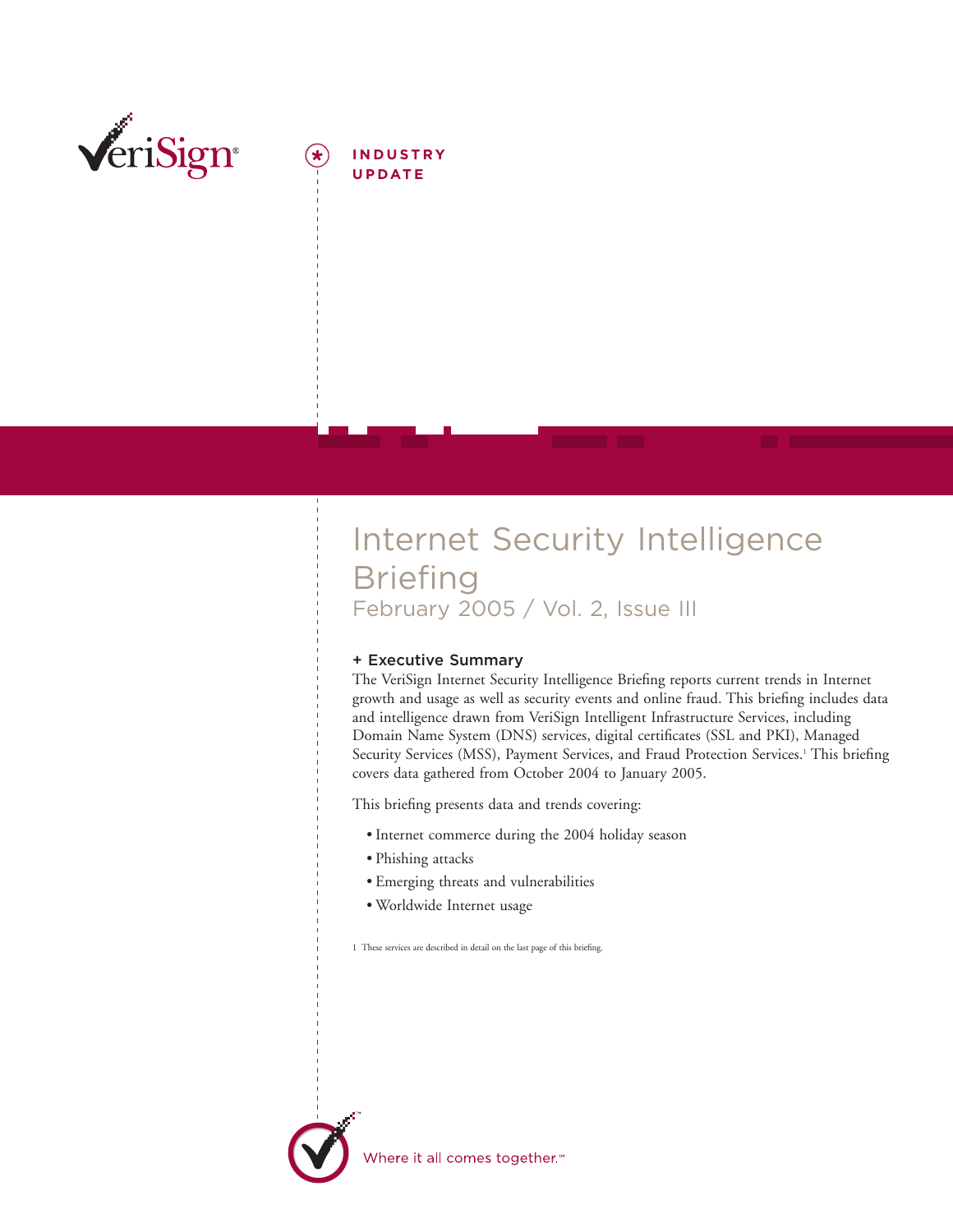INDUSTRY UPDATE

# Internet Security Intelligence Briefing

February 2005 / Vol. 2, Issue III

## + Executive Summary

The VeriSign Internet Security Intelligence Briefing reports current trends in Internet growth and usage as well as security events and online fraud. This briefing includes data and intelligence drawn from VeriSign Intelligent Infrastructure Services, including Domain Name System (DNS) services, digital certificates (SSL and PKI), Managed Security Services (MSS), Payment Services, and Fraud Protection Services.[1] This briefing covers data gathered from October 2004 to January 2005.

This briefing presents data and trends covering:

- Internet commerce during the 2004 holiday season
- Phishing attacks
- Emerging threats and vulnerabilities
- Worldwide Internet usage

1 These services are described in detail on the last page of this briefing.

Where it all comes together.™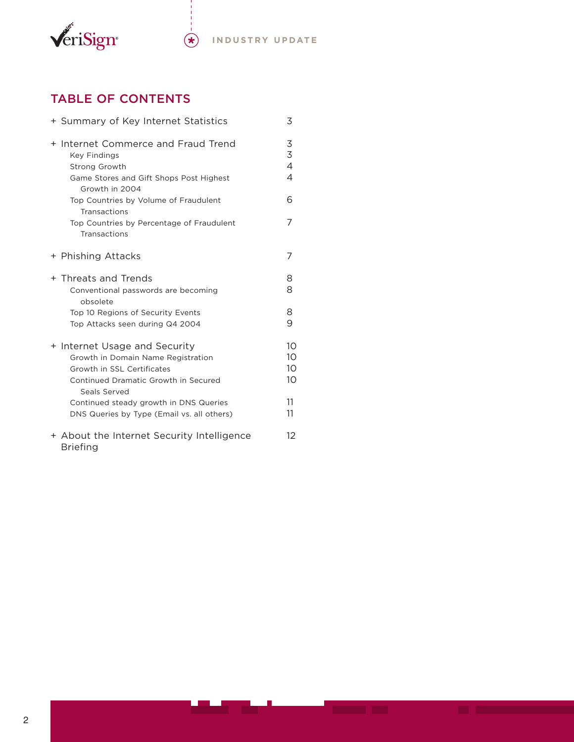## TABLE OF CONTENTS

| | |
|---|---|
| + Summary of Key Internet Statistics | 3 |
| + Internet Commerce and Fraud Trend | 3 |
| Key Findings | 3 |
| Strong Growth | 4 |
| Game Stores and Gift Shops Post Highest Growth in 2004 | 4 |
| Top Countries by Volume of Fraudulent Transactions | 6 |
| Top Countries by Percentage of Fraudulent Transactions | 7 |
| + Phishing Attacks | 7 |
| + Threats and Trends | 8 |
| Conventional passwords are becoming obsolete | 8 |
| Top 10 Regions of Security Events | 8 |
| Top Attacks seen during Q4 2004 | 9 |
| + Internet Usage and Security | 10 |
| Growth in Domain Name Registration | 10 |
| Growth in SSL Certificates | 10 |
| Continued Dramatic Growth in Secured Seals Served | 10 |
| Continued steady growth in DNS Queries | 11 |
| DNS Queries by Type (Email vs. all others) | 11 |
| + About the Internet Security Intelligence Briefing | 12 |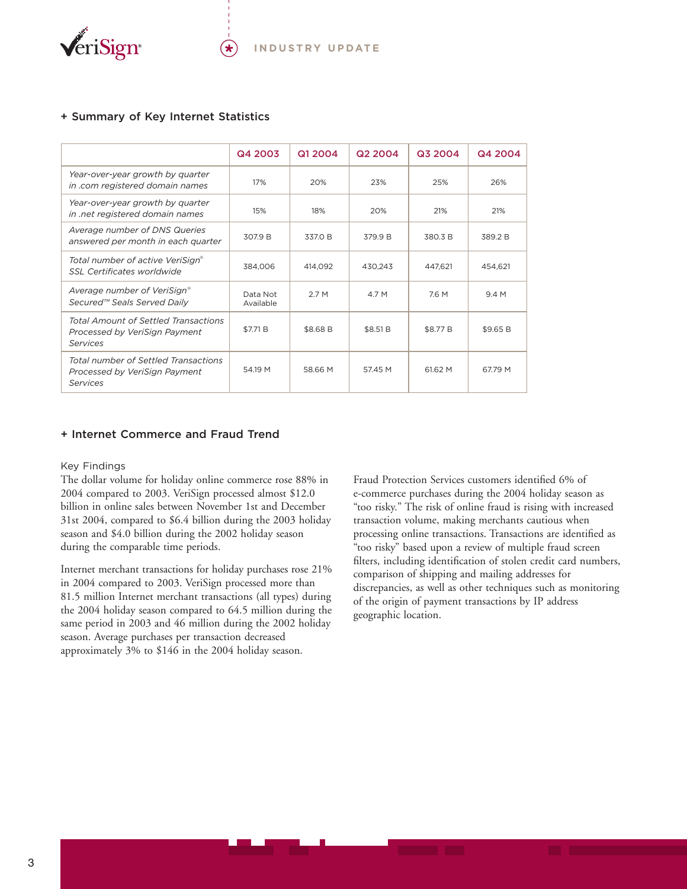## + Summary of Key Internet Statistics

| | Q4 2003 | Q1 2004 | Q2 2004 | Q3 2004 | Q4 2004 |
|---|---|---|---|---|---|
| *Year-over-year growth by quarter in .com registered domain names* | 17% | 20% | 23% | 25% | 26% |
| *Year-over-year growth by quarter in .net registered domain names* | 15% | 18% | 20% | 21% | 21% |
| *Average number of DNS Queries answered per month in each quarter* | 307.9 B | 337.0 B | 379.9 B | 380.3 B | 389.2 B |
| *Total number of active VeriSign® SSL Certificates worldwide* | 384,006 | 414,092 | 430,243 | 447,621 | 454,621 |
| *Average number of VeriSign® Secured™ Seals Served Daily* | Data Not Available | 2.7 M | 4.7 M | 7.6 M | 9.4 M |
| *Total Amount of Settled Transactions Processed by VeriSign Payment Services* | $7.71 B | $8.68 B | $8.51 B | $8.77 B | $9.65 B |
| *Total number of Settled Transactions Processed by VeriSign Payment Services* | 54.19 M | 58.66 M | 57.45 M | 61.62 M | 67.79 M |

## + Internet Commerce and Fraud Trend

Key Findings

The dollar volume for holiday online commerce rose 88% in 2004 compared to 2003. VeriSign processed almost $12.0 billion in online sales between November 1st and December 31st 2004, compared to $6.4 billion during the 2003 holiday season and $4.0 billion during the 2002 holiday season during the comparable time periods.

Internet merchant transactions for holiday purchases rose 21% in 2004 compared to 2003. VeriSign processed more than 81.5 million Internet merchant transactions (all types) during the 2004 holiday season compared to 64.5 million during the same period in 2003 and 46 million during the 2002 holiday season. Average purchases per transaction decreased approximately 3% to $146 in the 2004 holiday season.

Fraud Protection Services customers identified 6% of e-commerce purchases during the 2004 holiday season as "too risky." The risk of online fraud is rising with increased transaction volume, making merchants cautious when processing online transactions. Transactions are identified as "too risky" based upon a review of multiple fraud screen filters, including identification of stolen credit card numbers, comparison of shipping and mailing addresses for discrepancies, as well as other techniques such as monitoring of the origin of payment transactions by IP address geographic location.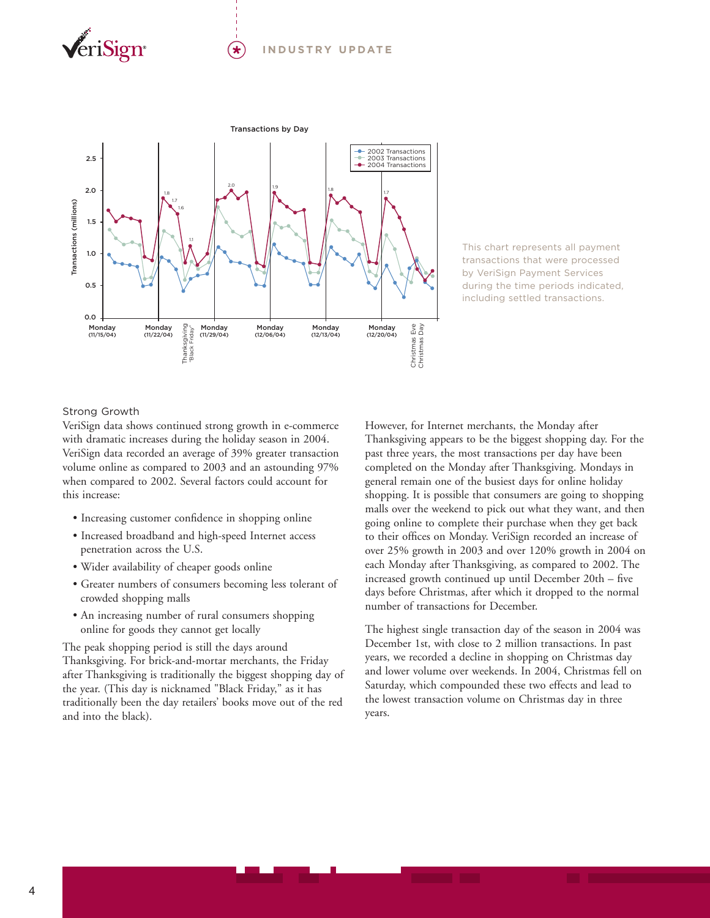Transactions by Day

2002 Transactions
2003 Transactions
2004 Transactions

Transactions (millions)

2.5
2.0
1.5
1.0
0.5
0.0

1.8
1.7
1.6
1.1
2.0
1.9
1.8
1.7

Monday (11/15/04)
Monday (11/22/04)
Thanksgiving "Black Friday"
Monday (11/29/04)
Monday (12/06/04)
Monday (12/13/04)
Monday (12/20/04)
Christmas Eve
Christmas Day

This chart represents all payment transactions that were processed by VeriSign Payment Services during the time periods indicated, including settled transactions.

## Strong Growth

VeriSign data shows continued strong growth in e-commerce with dramatic increases during the holiday season in 2004. VeriSign data recorded an average of 39% greater transaction volume online as compared to 2003 and an astounding 97% when compared to 2002. Several factors could account for this increase:

- Increasing customer confidence in shopping online
- Increased broadband and high-speed Internet access penetration across the U.S.
- Wider availability of cheaper goods online
- Greater numbers of consumers becoming less tolerant of crowded shopping malls
- An increasing number of rural consumers shopping online for goods they cannot get locally

The peak shopping period is still the days around Thanksgiving. For brick-and-mortar merchants, the Friday after Thanksgiving is traditionally the biggest shopping day of the year. (This day is nicknamed "Black Friday," as it has traditionally been the day retailers' books move out of the red and into the black).

However, for Internet merchants, the Monday after Thanksgiving appears to be the biggest shopping day. For the past three years, the most transactions per day have been completed on the Monday after Thanksgiving. Mondays in general remain one of the busiest days for online holiday shopping. It is possible that consumers are going to shopping malls over the weekend to pick out what they want, and then going online to complete their purchase when they get back to their offices on Monday. VeriSign recorded an increase of over 25% growth in 2003 and over 120% growth in 2004 on each Monday after Thanksgiving, as compared to 2002. The increased growth continued up until December 20th – five days before Christmas, after which it dropped to the normal number of transactions for December.

The highest single transaction day of the season in 2004 was December 1st, with close to 2 million transactions. In past years, we recorded a decline in shopping on Christmas day and lower volume over weekends. In 2004, Christmas fell on Saturday, which compounded these two effects and lead to the lowest transaction volume on Christmas day in three years.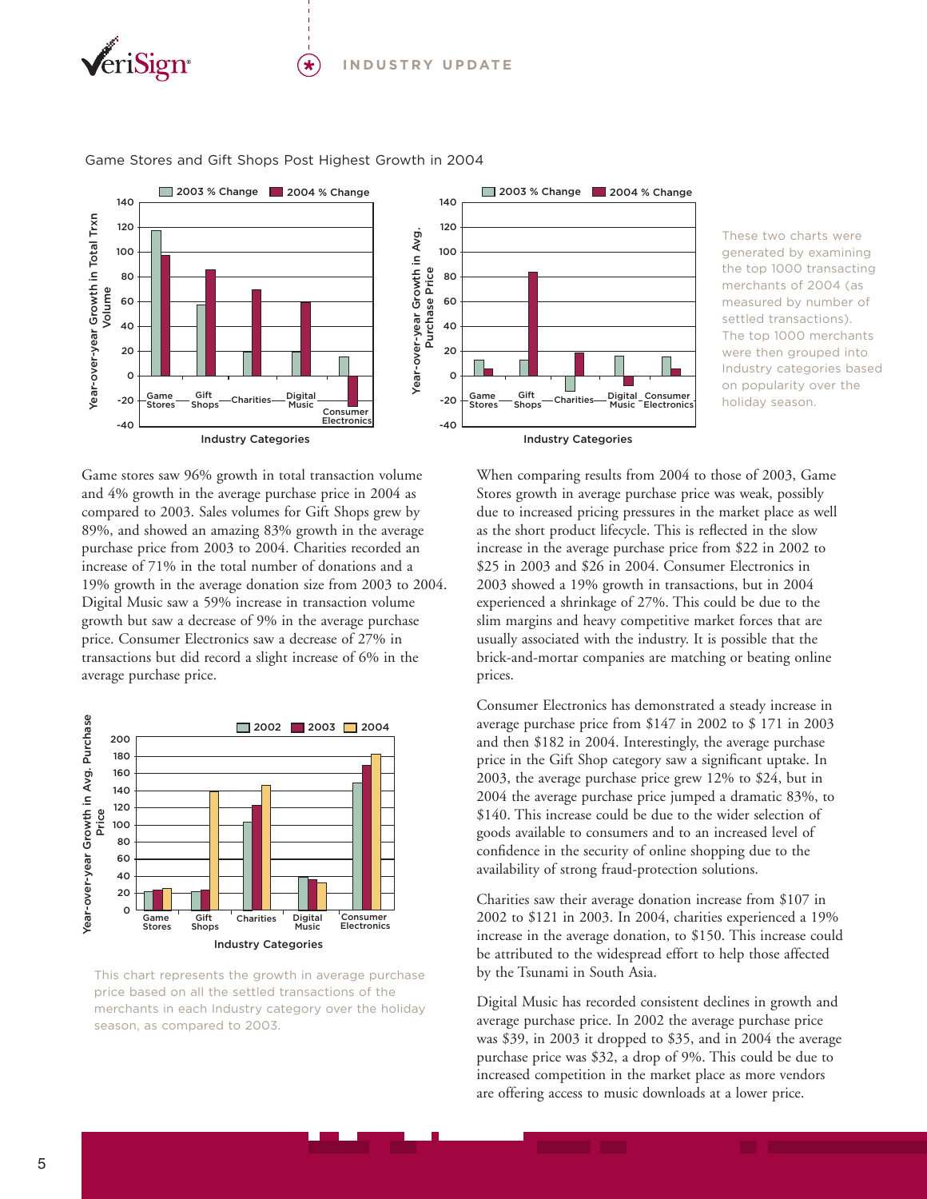Game Stores and Gift Shops Post Highest Growth in 2004

2003 % Change  2004 % Change

Year-over-year Growth in Total Trxn Volume

140
120
100
80
60
40
20
0
-20
-40

Game Stores  Gift Shops  Charities  Digital Music  Consumer Electronics

Industry Categories

2003 % Change  2004 % Change

Year-over-year Growth in Avg. Purchase Price

140
120
100
80
60
40
20
0
-20
-40

Game Stores  Gift Shops  Charities  Digital Music  Consumer Electronics

Industry Categories

These two charts were generated by examining the top 1000 transacting merchants of 2004 (as measured by number of settled transactions). The top 1000 merchants were then grouped into Industry categories based on popularity over the holiday season.

Game stores saw 96% growth in total transaction volume and 4% growth in the average purchase price in 2004 as compared to 2003. Sales volumes for Gift Shops grew by 89%, and showed an amazing 83% growth in the average purchase price from 2003 to 2004. Charities recorded an increase of 71% in the total number of donations and a 19% growth in the average donation size from 2003 to 2004. Digital Music saw a 59% increase in transaction volume growth but saw a decrease of 9% in the average purchase price. Consumer Electronics saw a decrease of 27% in transactions but did record a slight increase of 6% in the average purchase price.

2002  2003  2004

Year-over-year Growth in Avg. Purchase Price

200
180
160
140
120
100
80
60
40
20
0

Game Stores  Gift Shops  Charities  Digital Music  Consumer Electronics

Industry Categories

This chart represents the growth in average purchase price based on all the settled transactions of the merchants in each Industry category over the holiday season, as compared to 2003.

When comparing results from 2004 to those of 2003, Game Stores growth in average purchase price was weak, possibly due to increased pricing pressures in the market place as well as the short product lifecycle. This is reflected in the slow increase in the average purchase price from $22 in 2002 to $25 in 2003 and $26 in 2004. Consumer Electronics in 2003 showed a 19% growth in transactions, but in 2004 experienced a shrinkage of 27%. This could be due to the slim margins and heavy competitive market forces that are usually associated with the industry. It is possible that the brick-and-mortar companies are matching or beating online prices.

Consumer Electronics has demonstrated a steady increase in average purchase price from $147 in 2002 to $ 171 in 2003 and then $182 in 2004. Interestingly, the average purchase price in the Gift Shop category saw a significant uptake. In 2003, the average purchase price grew 12% to $24, but in 2004 the average purchase price jumped a dramatic 83%, to $140. This increase could be due to the wider selection of goods available to consumers and to an increased level of confidence in the security of online shopping due to the availability of strong fraud-protection solutions.

Charities saw their average donation increase from $107 in 2002 to $121 in 2003. In 2004, charities experienced a 19% increase in the average donation, to $150. This increase could be attributed to the widespread effort to help those affected by the Tsunami in South Asia.

Digital Music has recorded consistent declines in growth and average purchase price. In 2002 the average purchase price was $39, in 2003 it dropped to $35, and in 2004 the average purchase price was $32, a drop of 9%. This could be due to increased competition in the market place as more vendors are offering access to music downloads at a lower price.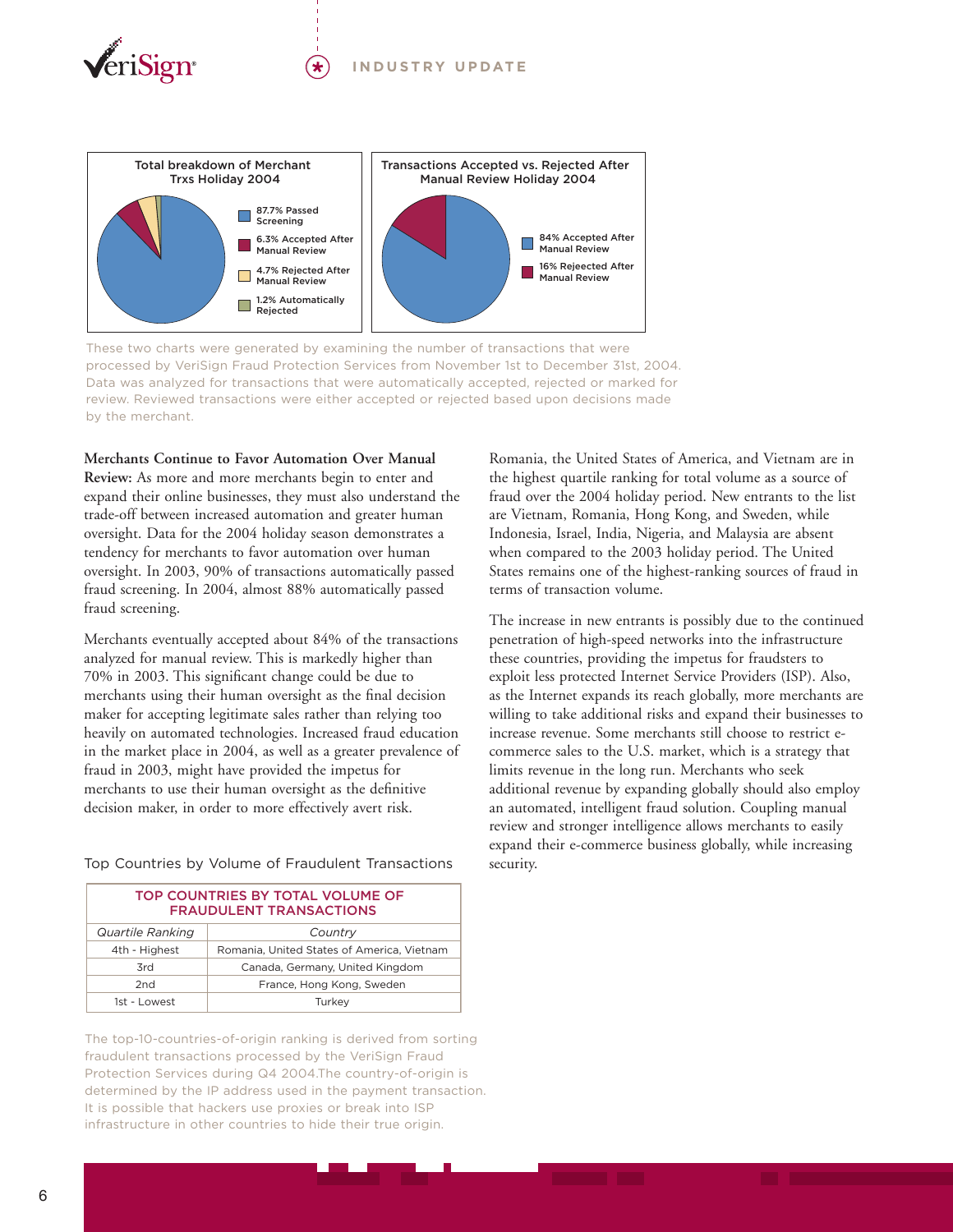Total breakdown of Merchant Trxs Holiday 2004

87.7% Passed Screening

6.3% Accepted After Manual Review

4.7% Rejected After Manual Review

1.2% Automatically Rejected

Transactions Accepted vs. Rejected After Manual Review Holiday 2004

84% Accepted After Manual Review

16% Rejeected After Manual Review

These two charts were generated by examining the number of transactions that were processed by VeriSign Fraud Protection Services from November 1st to December 31st, 2004. Data was analyzed for transactions that were automatically accepted, rejected or marked for review. Reviewed transactions were either accepted or rejected based upon decisions made by the merchant.

**Merchants Continue to Favor Automation Over Manual Review:** As more and more merchants begin to enter and expand their online businesses, they must also understand the trade-off between increased automation and greater human oversight. Data for the 2004 holiday season demonstrates a tendency for merchants to favor automation over human oversight. In 2003, 90% of transactions automatically passed fraud screening. In 2004, almost 88% automatically passed fraud screening.

Merchants eventually accepted about 84% of the transactions analyzed for manual review. This is markedly higher than 70% in 2003. This significant change could be due to merchants using their human oversight as the final decision maker for accepting legitimate sales rather than relying too heavily on automated technologies. Increased fraud education in the market place in 2004, as well as a greater prevalence of fraud in 2003, might have provided the impetus for merchants to use their human oversight as the definitive decision maker, in order to more effectively avert risk.

Top Countries by Volume of Fraudulent Transactions

| TOP COUNTRIES BY TOTAL VOLUME OF FRAUDULENT TRANSACTIONS | |
|---|---|
| *Quartile Ranking* | *Country* |
| 4th - Highest | Romania, United States of America, Vietnam |
| 3rd | Canada, Germany, United Kingdom |
| 2nd | France, Hong Kong, Sweden |
| 1st - Lowest | Turkey |

The top-10-countries-of-origin ranking is derived from sorting fraudulent transactions processed by the VeriSign Fraud Protection Services during Q4 2004.The country-of-origin is determined by the IP address used in the payment transaction. It is possible that hackers use proxies or break into ISP infrastructure in other countries to hide their true origin.

Romania, the United States of America, and Vietnam are in the highest quartile ranking for total volume as a source of fraud over the 2004 holiday period. New entrants to the list are Vietnam, Romania, Hong Kong, and Sweden, while Indonesia, Israel, India, Nigeria, and Malaysia are absent when compared to the 2003 holiday period. The United States remains one of the highest-ranking sources of fraud in terms of transaction volume.

The increase in new entrants is possibly due to the continued penetration of high-speed networks into the infrastructure these countries, providing the impetus for fraudsters to exploit less protected Internet Service Providers (ISP). Also, as the Internet expands its reach globally, more merchants are willing to take additional risks and expand their businesses to increase revenue. Some merchants still choose to restrict e-commerce sales to the U.S. market, which is a strategy that limits revenue in the long run. Merchants who seek additional revenue by expanding globally should also employ an automated, intelligent fraud solution. Coupling manual review and stronger intelligence allows merchants to easily expand their e-commerce business globally, while increasing security.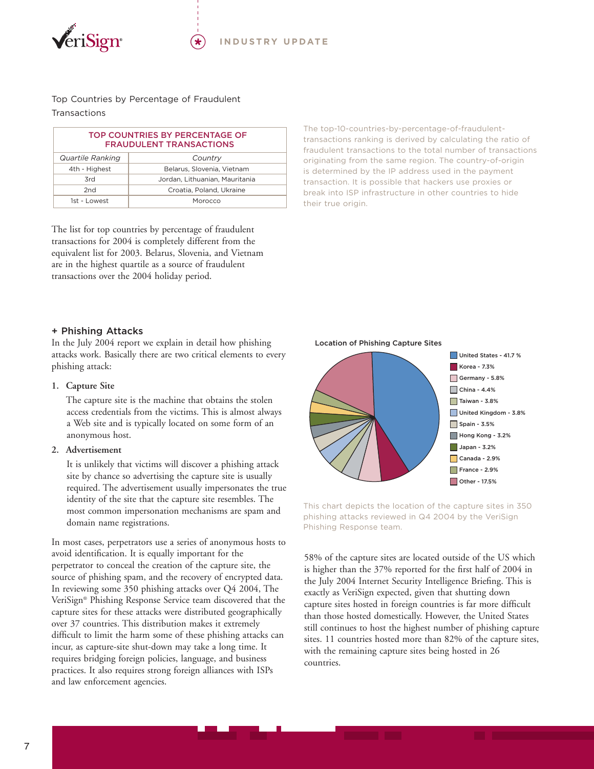Top Countries by Percentage of Fraudulent Transactions

| TOP COUNTRIES BY PERCENTAGE OF FRAUDULENT TRANSACTIONS | |
|---|---|
| *Quartile Ranking* | *Country* |
| 4th - Highest | Belarus, Slovenia, Vietnam |
| 3rd | Jordan, Lithuanian, Mauritania |
| 2nd | Croatia, Poland, Ukraine |
| 1st - Lowest | Morocco |

The top-10-countries-by-percentage-of-fraudulent-transactions ranking is derived by calculating the ratio of fraudulent transactions to the total number of transactions originating from the same region. The country-of-origin is determined by the IP address used in the payment transaction. It is possible that hackers use proxies or break into ISP infrastructure in other countries to hide their true origin.

The list for top countries by percentage of fraudulent transactions for 2004 is completely different from the equivalent list for 2003. Belarus, Slovenia, and Vietnam are in the highest quartile as a source of fraudulent transactions over the 2004 holiday period.

## + Phishing Attacks

In the July 2004 report we explain in detail how phishing attacks work. Basically there are two critical elements to every phishing attack:

1. **Capture Site**

   The capture site is the machine that obtains the stolen access credentials from the victims. This is almost always a Web site and is typically located on some form of an anonymous host.

2. **Advertisement**

   It is unlikely that victims will discover a phishing attack site by chance so advertising the capture site is usually required. The advertisement usually impersonates the true identity of the site that the capture site resembles. The most common impersonation mechanisms are spam and domain name registrations.

In most cases, perpetrators use a series of anonymous hosts to avoid identification. It is equally important for the perpetrator to conceal the creation of the capture site, the source of phishing spam, and the recovery of encrypted data. In reviewing some 350 phishing attacks over Q4 2004, The VeriSign® Phishing Response Service team discovered that the capture sites for these attacks were distributed geographically over 37 countries. This distribution makes it extremely difficult to limit the harm some of these phishing attacks can incur, as capture-site shut-down may take a long time. It requires bridging foreign policies, language, and business practices. It also requires strong foreign alliances with ISPs and law enforcement agencies.

Location of Phishing Capture Sites

United States - 41.7 %
Korea - 7.3%
Germany - 5.8%
China - 4.4%
Taiwan - 3.8%
United Kingdom - 3.8%
Spain - 3.5%
Hong Kong - 3.2%
Japan - 3.2%
Canada - 2.9%
France - 2.9%
Other - 17.5%

This chart depicts the location of the capture sites in 350 phishing attacks reviewed in Q4 2004 by the VeriSign Phishing Response team.

58% of the capture sites are located outside of the US which is higher than the 37% reported for the first half of 2004 in the July 2004 Internet Security Intelligence Briefing. This is exactly as VeriSign expected, given that shutting down capture sites hosted in foreign countries is far more difficult than those hosted domestically. However, the United States still continues to host the highest number of phishing capture sites. 11 countries hosted more than 82% of the capture sites, with the remaining capture sites being hosted in 26 countries.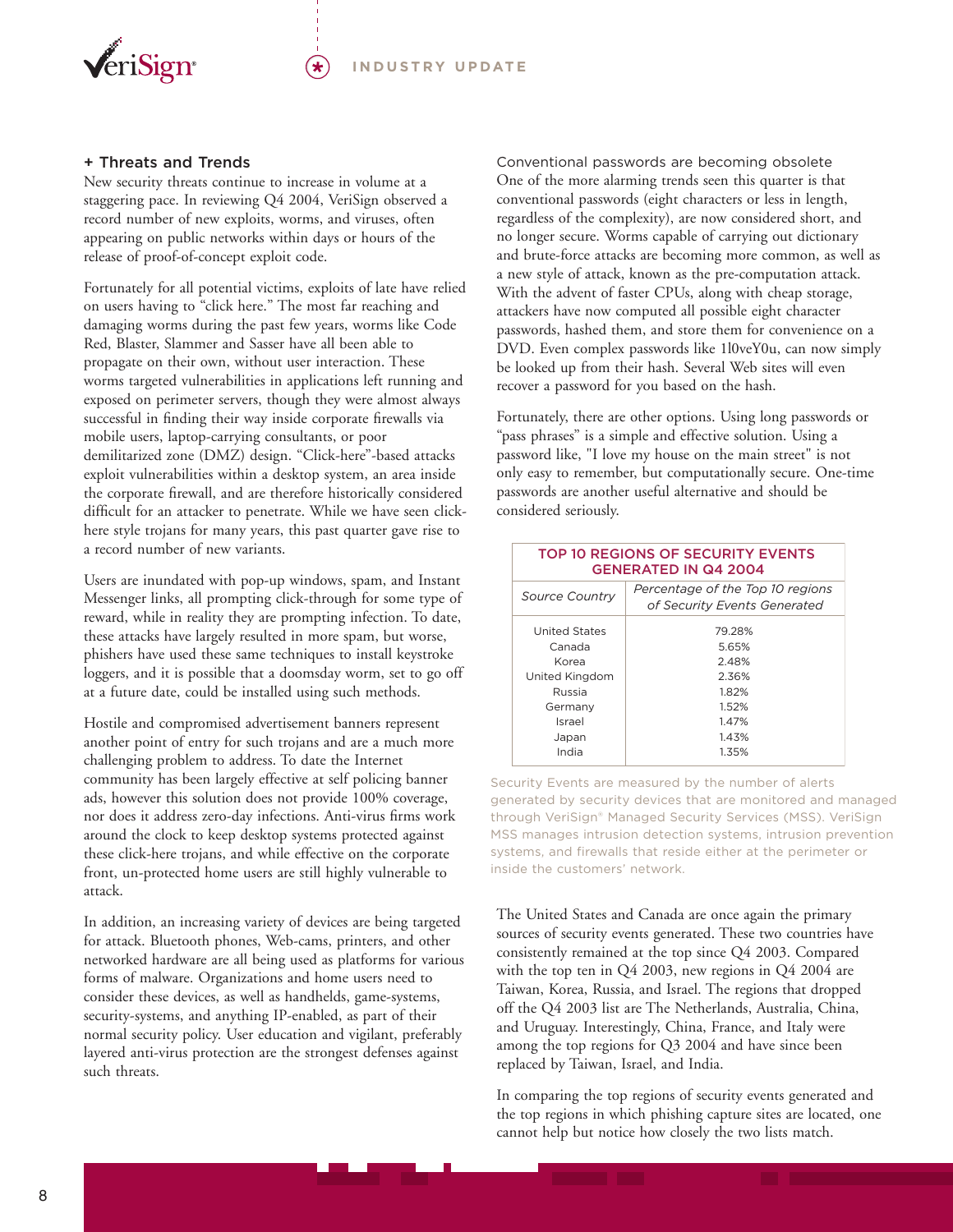## + Threats and Trends

New security threats continue to increase in volume at a staggering pace. In reviewing Q4 2004, VeriSign observed a record number of new exploits, worms, and viruses, often appearing on public networks within days or hours of the release of proof-of-concept exploit code.

Fortunately for all potential victims, exploits of late have relied on users having to "click here." The most far reaching and damaging worms during the past few years, worms like Code Red, Blaster, Slammer and Sasser have all been able to propagate on their own, without user interaction. These worms targeted vulnerabilities in applications left running and exposed on perimeter servers, though they were almost always successful in finding their way inside corporate firewalls via mobile users, laptop-carrying consultants, or poor demilitarized zone (DMZ) design. "Click-here"-based attacks exploit vulnerabilities within a desktop system, an area inside the corporate firewall, and are therefore historically considered difficult for an attacker to penetrate. While we have seen click-here style trojans for many years, this past quarter gave rise to a record number of new variants.

Users are inundated with pop-up windows, spam, and Instant Messenger links, all prompting click-through for some type of reward, while in reality they are prompting infection. To date, these attacks have largely resulted in more spam, but worse, phishers have used these same techniques to install keystroke loggers, and it is possible that a doomsday worm, set to go off at a future date, could be installed using such methods.

Hostile and compromised advertisement banners represent another point of entry for such trojans and are a much more challenging problem to address. To date the Internet community has been largely effective at self policing banner ads, however this solution does not provide 100% coverage, nor does it address zero-day infections. Anti-virus firms work around the clock to keep desktop systems protected against these click-here trojans, and while effective on the corporate front, un-protected home users are still highly vulnerable to attack.

In addition, an increasing variety of devices are being targeted for attack. Bluetooth phones, Web-cams, printers, and other networked hardware are all being used as platforms for various forms of malware. Organizations and home users need to consider these devices, as well as handhelds, game-systems, security-systems, and anything IP-enabled, as part of their normal security policy. User education and vigilant, preferably layered anti-virus protection are the strongest defenses against such threats.

### Conventional passwords are becoming obsolete

One of the more alarming trends seen this quarter is that conventional passwords (eight characters or less in length, regardless of the complexity), are now considered short, and no longer secure. Worms capable of carrying out dictionary and brute-force attacks are becoming more common, as well as a new style of attack, known as the pre-computation attack. With the advent of faster CPUs, along with cheap storage, attackers have now computed all possible eight character passwords, hashed them, and store them for convenience on a DVD. Even complex passwords like 1l0veY0u, can now simply be looked up from their hash. Several Web sites will even recover a password for you based on the hash.

Fortunately, there are other options. Using long passwords or "pass phrases" is a simple and effective solution. Using a password like, "I love my house on the main street" is not only easy to remember, but computationally secure. One-time passwords are another useful alternative and should be considered seriously.

| TOP 10 REGIONS OF SECURITY EVENTS GENERATED IN Q4 2004 | |
|---|---|
| *Source Country* | *Percentage of the Top 10 regions of Security Events Generated* |
| United States | 79.28% |
| Canada | 5.65% |
| Korea | 2.48% |
| United Kingdom | 2.36% |
| Russia | 1.82% |
| Germany | 1.52% |
| Israel | 1.47% |
| Japan | 1.43% |
| India | 1.35% |

Security Events are measured by the number of alerts generated by security devices that are monitored and managed through VeriSign® Managed Security Services (MSS). VeriSign MSS manages intrusion detection systems, intrusion prevention systems, and firewalls that reside either at the perimeter or inside the customers' network.

The United States and Canada are once again the primary sources of security events generated. These two countries have consistently remained at the top since Q4 2003. Compared with the top ten in Q4 2003, new regions in Q4 2004 are Taiwan, Korea, Russia, and Israel. The regions that dropped off the Q4 2003 list are The Netherlands, Australia, China, and Uruguay. Interestingly, China, France, and Italy were among the top regions for Q3 2004 and have since been replaced by Taiwan, Israel, and India.

In comparing the top regions of security events generated and the top regions in which phishing capture sites are located, one cannot help but notice how closely the two lists match.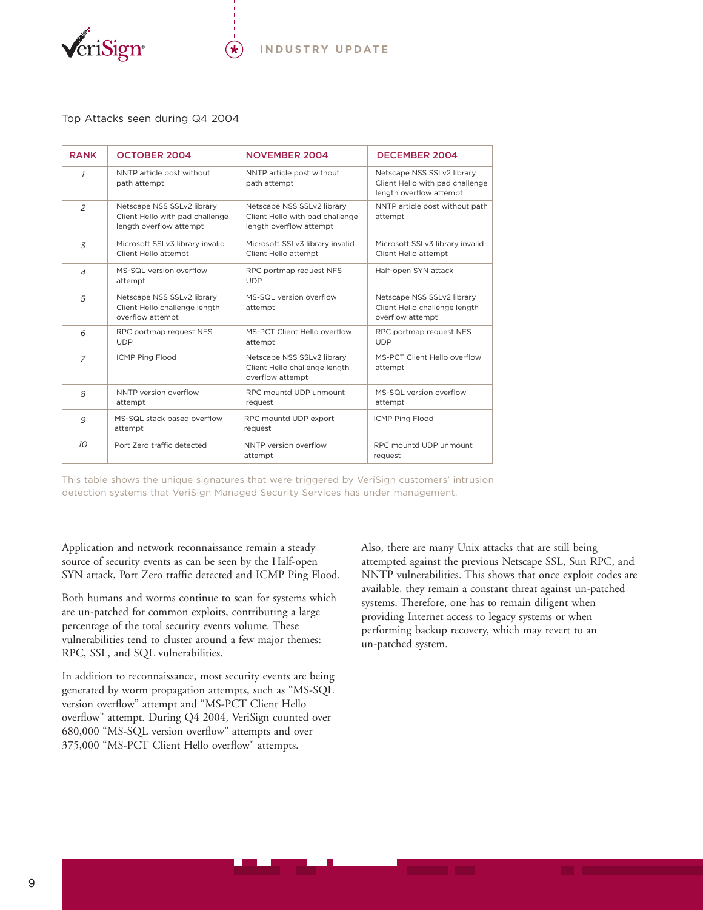Top Attacks seen during Q4 2004

| RANK | OCTOBER 2004 | NOVEMBER 2004 | DECEMBER 2004 |
| --- | --- | --- | --- |
| 1 | NNTP article post without path attempt | NNTP article post without path attempt | Netscape NSS SSLv2 library Client Hello with pad challenge length overflow attempt |
| 2 | Netscape NSS SSLv2 library Client Hello with pad challenge length overflow attempt | Netscape NSS SSLv2 library Client Hello with pad challenge length overflow attempt | NNTP article post without path attempt |
| 3 | Microsoft SSLv3 library invalid Client Hello attempt | Microsoft SSLv3 library invalid Client Hello attempt | Microsoft SSLv3 library invalid Client Hello attempt |
| 4 | MS-SQL version overflow attempt | RPC portmap request NFS UDP | Half-open SYN attack |
| 5 | Netscape NSS SSLv2 library Client Hello challenge length overflow attempt | MS-SQL version overflow attempt | Netscape NSS SSLv2 library Client Hello challenge length overflow attempt |
| 6 | RPC portmap request NFS UDP | MS-PCT Client Hello overflow attempt | RPC portmap request NFS UDP |
| 7 | ICMP Ping Flood | Netscape NSS SSLv2 library Client Hello challenge length overflow attempt | MS-PCT Client Hello overflow attempt |
| 8 | NNTP version overflow attempt | RPC mountd UDP unmount request | MS-SQL version overflow attempt |
| 9 | MS-SQL stack based overflow attempt | RPC mountd UDP export request | ICMP Ping Flood |
| 10 | Port Zero traffic detected | NNTP version overflow attempt | RPC mountd UDP unmount request |

This table shows the unique signatures that were triggered by VeriSign customers' intrusion detection systems that VeriSign Managed Security Services has under management.

Application and network reconnaissance remain a steady source of security events as can be seen by the Half-open SYN attack, Port Zero traffic detected and ICMP Ping Flood.

Both humans and worms continue to scan for systems which are un-patched for common exploits, contributing a large percentage of the total security events volume. These vulnerabilities tend to cluster around a few major themes: RPC, SSL, and SQL vulnerabilities.

In addition to reconnaissance, most security events are being generated by worm propagation attempts, such as "MS-SQL version overflow" attempt and "MS-PCT Client Hello overflow" attempt. During Q4 2004, VeriSign counted over 680,000 "MS-SQL version overflow" attempts and over 375,000 "MS-PCT Client Hello overflow" attempts.

Also, there are many Unix attacks that are still being attempted against the previous Netscape SSL, Sun RPC, and NNTP vulnerabilities. This shows that once exploit codes are available, they remain a constant threat against un-patched systems. Therefore, one has to remain diligent when providing Internet access to legacy systems or when performing backup recovery, which may revert to an un-patched system.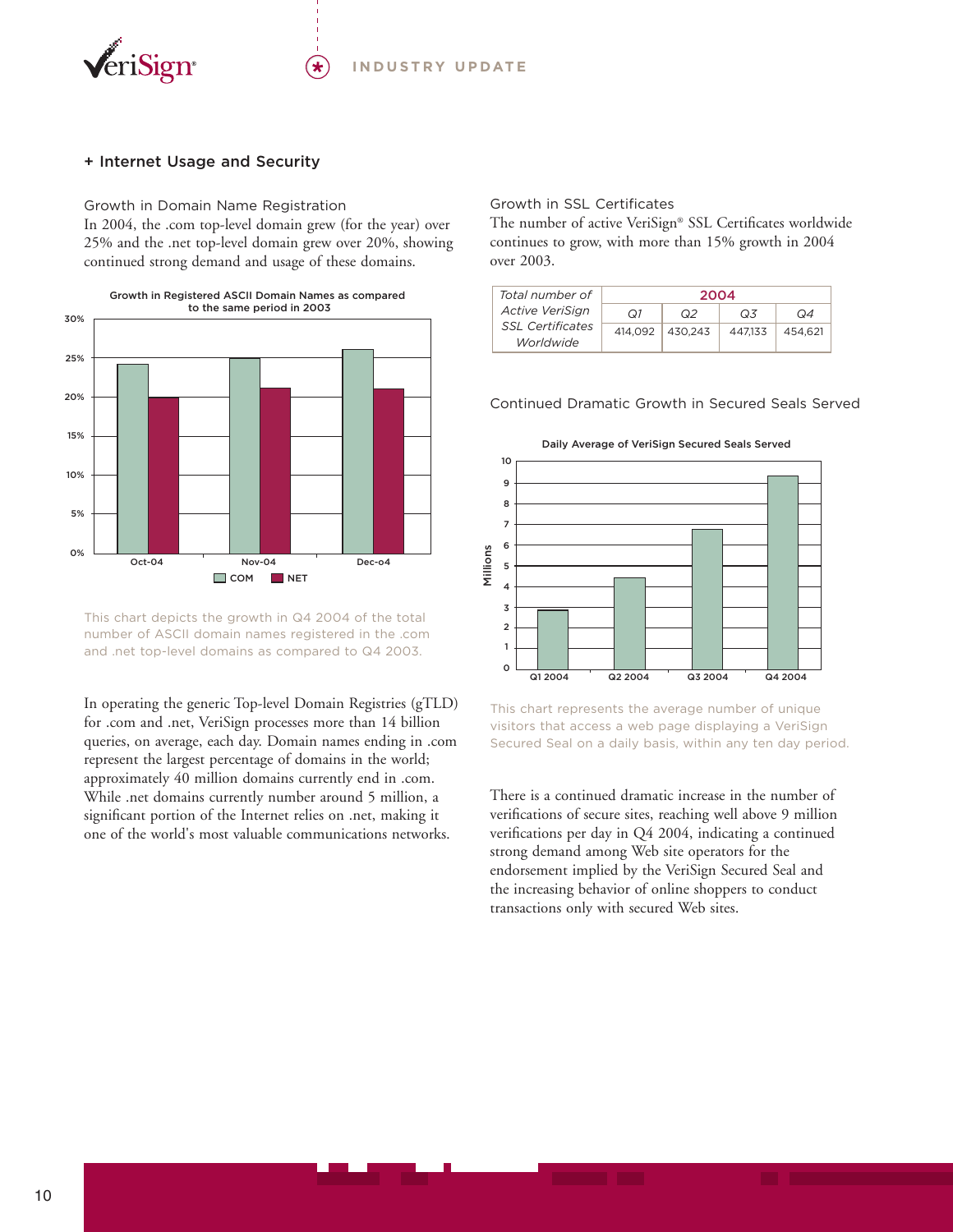## + Internet Usage and Security

### Growth in Domain Name Registration

In 2004, the .com top-level domain grew (for the year) over 25% and the .net top-level domain grew over 20%, showing continued strong demand and usage of these domains.

Growth in Registered ASCII Domain Names as compared to the same period in 2003

30%
25%
20%
15%
10%
5%
0%
Oct-04
Nov-04
Dec-o4
COM
NET

This chart depicts the growth in Q4 2004 of the total number of ASCII domain names registered in the .com and .net top-level domains as compared to Q4 2003.

In operating the generic Top-level Domain Registries (gTLD) for .com and .net, VeriSign processes more than 14 billion queries, on average, each day. Domain names ending in .com represent the largest percentage of domains in the world; approximately 40 million domains currently end in .com. While .net domains currently number around 5 million, a significant portion of the Internet relies on .net, making it one of the world's most valuable communications networks.

### Growth in SSL Certificates

The number of active VeriSign® SSL Certificates worldwide continues to grow, with more than 15% growth in 2004 over 2003.

| Total number of Active VeriSign SSL Certificates Worldwide | 2004 | | | |
|---|---|---|---|---|
| | Q1 | Q2 | Q3 | Q4 |
| | 414,092 | 430,243 | 447,133 | 454,621 |

### Continued Dramatic Growth in Secured Seals Served

Daily Average of VeriSign Secured Seals Served

Millions
10
9
8
7
6
5
4
3
2
1
0
Q1 2004
Q2 2004
Q3 2004
Q4 2004

This chart represents the average number of unique visitors that access a web page displaying a VeriSign Secured Seal on a daily basis, within any ten day period.

There is a continued dramatic increase in the number of verifications of secure sites, reaching well above 9 million verifications per day in Q4 2004, indicating a continued strong demand among Web site operators for the endorsement implied by the VeriSign Secured Seal and the increasing behavior of online shoppers to conduct transactions only with secured Web sites.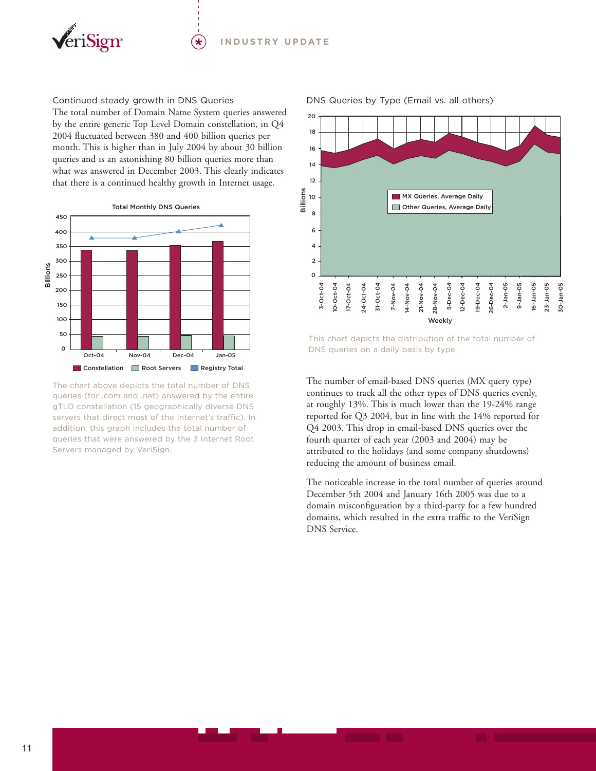## Continued steady growth in DNS Queries

The total number of Domain Name System queries answered by the entire generic Top Level Domain constellation, in Q4 2004 fluctuated between 380 and 400 billion queries per month. This is higher than in July 2004 by about 30 billion queries and is an astonishing 80 billion queries more than what was answered in December 2003. This clearly indicates that there is a continued healthy growth in Internet usage.

Total Monthly DNS Queries

Billions

450
400
350
300
250
200
150
100
50
0

Oct-04
Nov-04
Dec-04
Jan-05

Constellation
Root Servers
Registry Total

The chart above depicts the total number of DNS queries (for .com and .net) answered by the entire gTLD constellation (15 geographically diverse DNS servers that direct most of the Internet's traffic). In addition, this graph includes the total number of queries that were answered by the 3 Internet Root Servers managed by VeriSign.

## DNS Queries by Type (Email vs. all others)

Billions

20
18
16
14
12
10
8
6
4
2
0

MX Queries, Average Daily
Other Queries, Average Daily

3-Oct-04
10-Oct-04
17-Oct-04
24-Oct-04
31-Oct-04
7-Nov-04
14-Nov-04
21-Nov-04
28-Nov-04
5-Dec-04
12-Dec-04
19-Dec-04
26-Dec-04
2-Jan-05
9-Jan-05
16-Jan-05
23-Jan-05
30-Jan-05

Weekly

This chart depicts the distribution of the total number of DNS queries on a daily basis by type.

The number of email-based DNS queries (MX query type) continues to track all the other types of DNS queries evenly, at roughly 13%. This is much lower than the 19-24% range reported for Q3 2004, but in line with the 14% reported for Q4 2003. This drop in email-based DNS queries over the fourth quarter of each year (2003 and 2004) may be attributed to the holidays (and some company shutdowns) reducing the amount of business email.

The noticeable increase in the total number of queries around December 5th 2004 and January 16th 2005 was due to a domain misconfiguration by a third-party for a few hundred domains, which resulted in the extra traffic to the VeriSign DNS Service.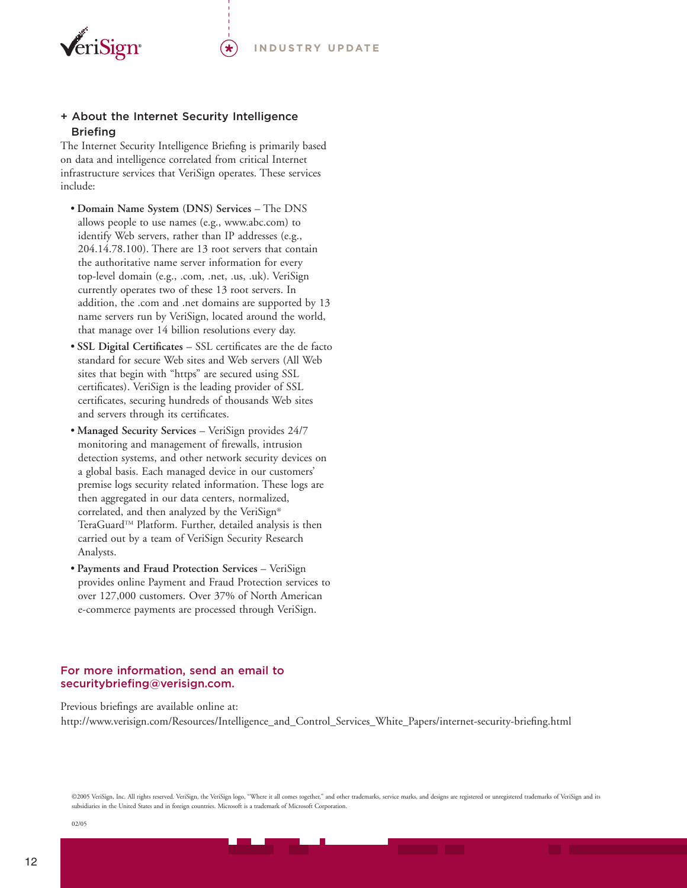## + About the Internet Security Intelligence Briefing

The Internet Security Intelligence Briefing is primarily based on data and intelligence correlated from critical Internet infrastructure services that VeriSign operates. These services include:

- **Domain Name System (DNS) Services** – The DNS allows people to use names (e.g., www.abc.com) to identify Web servers, rather than IP addresses (e.g., 204.14.78.100). There are 13 root servers that contain the authoritative name server information for every top-level domain (e.g., .com, .net, .us, .uk). VeriSign currently operates two of these 13 root servers. In addition, the .com and .net domains are supported by 13 name servers run by VeriSign, located around the world, that manage over 14 billion resolutions every day.
- **SSL Digital Certificates** – SSL certificates are the de facto standard for secure Web sites and Web servers (All Web sites that begin with "https" are secured using SSL certificates). VeriSign is the leading provider of SSL certificates, securing hundreds of thousands Web sites and servers through its certificates.
- **Managed Security Services** – VeriSign provides 24/7 monitoring and management of firewalls, intrusion detection systems, and other network security devices on a global basis. Each managed device in our customers' premise logs security related information. These logs are then aggregated in our data centers, normalized, correlated, and then analyzed by the VeriSign® TeraGuard™ Platform. Further, detailed analysis is then carried out by a team of VeriSign Security Research Analysts.
- **Payments and Fraud Protection Services** – VeriSign provides online Payment and Fraud Protection services to over 127,000 customers. Over 37% of North American e-commerce payments are processed through VeriSign.

**For more information, send an email to securitybriefing@verisign.com.**

Previous briefings are available online at:
http://www.verisign.com/Resources/Intelligence_and_Control_Services_White_Papers/internet-security-briefing.html

©2005 VeriSign, Inc. All rights reserved. VeriSign, the VeriSign logo, "Where it all comes together," and other trademarks, service marks, and designs are registered or unregistered trademarks of VeriSign and its subsidiaries in the United States and in foreign countries. Microsoft is a trademark of Microsoft Corporation.

02/05